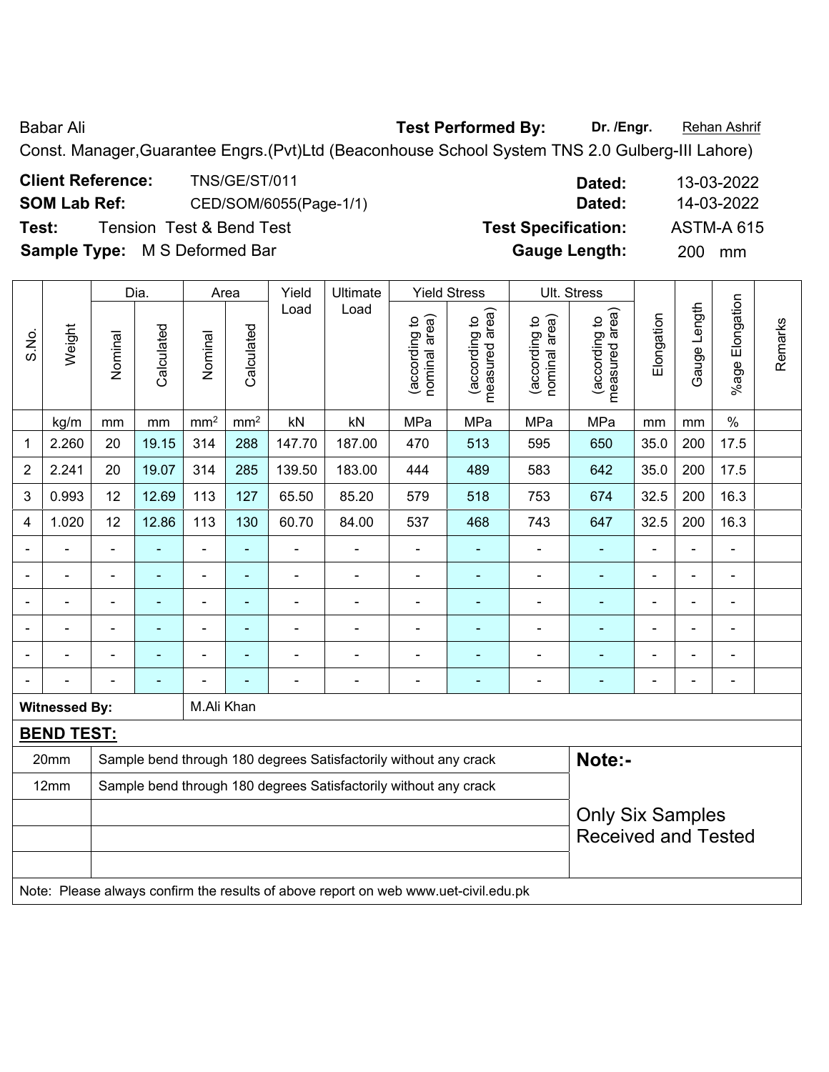Babar Ali **Test Performed By:** **Dr. /Engr.** Rehan Ashrif

Const. Manager,Guarantee Engrs.(Pvt)Ltd (Beaconhouse School System TNS 2.0 Gulberg-III Lahore)

**Client Reference:** TNS/GE/ST/011 **Dated:** 13-03-2022

**SOM Lab Ref:** CED/SOM/6055(Page-1/1) **Dated:** 14-03-2022

**Test:** Tension Test & Bend Test **Test Specification:** ASTM-A 615

**Sample Type:** M S Deformed Bar **Gauge Length:** 200 mm

| S.No. | Weight | Dia. | | Area | | Yield Load | Ultimate Load | Yield Stress | | Ult. Stress | | Elongation | Gauge Length | %age Elongation | Remarks |
|---|---|---|---|---|---|---|---|---|---|---|---|---|---|---|---|
| | | Nominal | Calculated | Nominal | Calculated | | | (according to nominal area) | (according to measured area) | (according to nominal area) | (according to measured area) | | | | |
| | kg/m | mm | mm | mm² | mm² | kN | kN | MPa | MPa | MPa | MPa | mm | mm | % | |
| 1 | 2.260 | 20 | 19.15 | 314 | 288 | 147.70 | 187.00 | 470 | 513 | 595 | 650 | 35.0 | 200 | 17.5 | |
| 2 | 2.241 | 20 | 19.07 | 314 | 285 | 139.50 | 183.00 | 444 | 489 | 583 | 642 | 35.0 | 200 | 17.5 | |
| 3 | 0.993 | 12 | 12.69 | 113 | 127 | 65.50 | 85.20 | 579 | 518 | 753 | 674 | 32.5 | 200 | 16.3 | |
| 4 | 1.020 | 12 | 12.86 | 113 | 130 | 60.70 | 84.00 | 537 | 468 | 743 | 647 | 32.5 | 200 | 16.3 | |
| - | - | - | - | - | - | - | - | - | - | - | - | - | - | - | |
| - | - | - | - | - | - | - | - | - | - | - | - | - | - | - | |
| - | - | - | - | - | - | - | - | - | - | - | - | - | - | - | |
| - | - | - | - | - | - | - | - | - | - | - | - | - | - | - | |
| - | - | - | - | - | - | - | - | - | - | - | - | - | - | - | |
| - | - | - | - | - | - | - | - | - | - | - | - | - | - | - | |

**Witnessed By:** M.Ali Khan

**BEND TEST:**

| | | |
|---|---|---|
| 20mm | Sample bend through 180 degrees Satisfactorily without any crack | **Note:-** |
| 12mm | Sample bend through 180 degrees Satisfactorily without any crack | Only Six Samples Received and Tested |
| | | |
| | | |
| | | |

Note: Please always confirm the results of above report on web www.uet-civil.edu.pk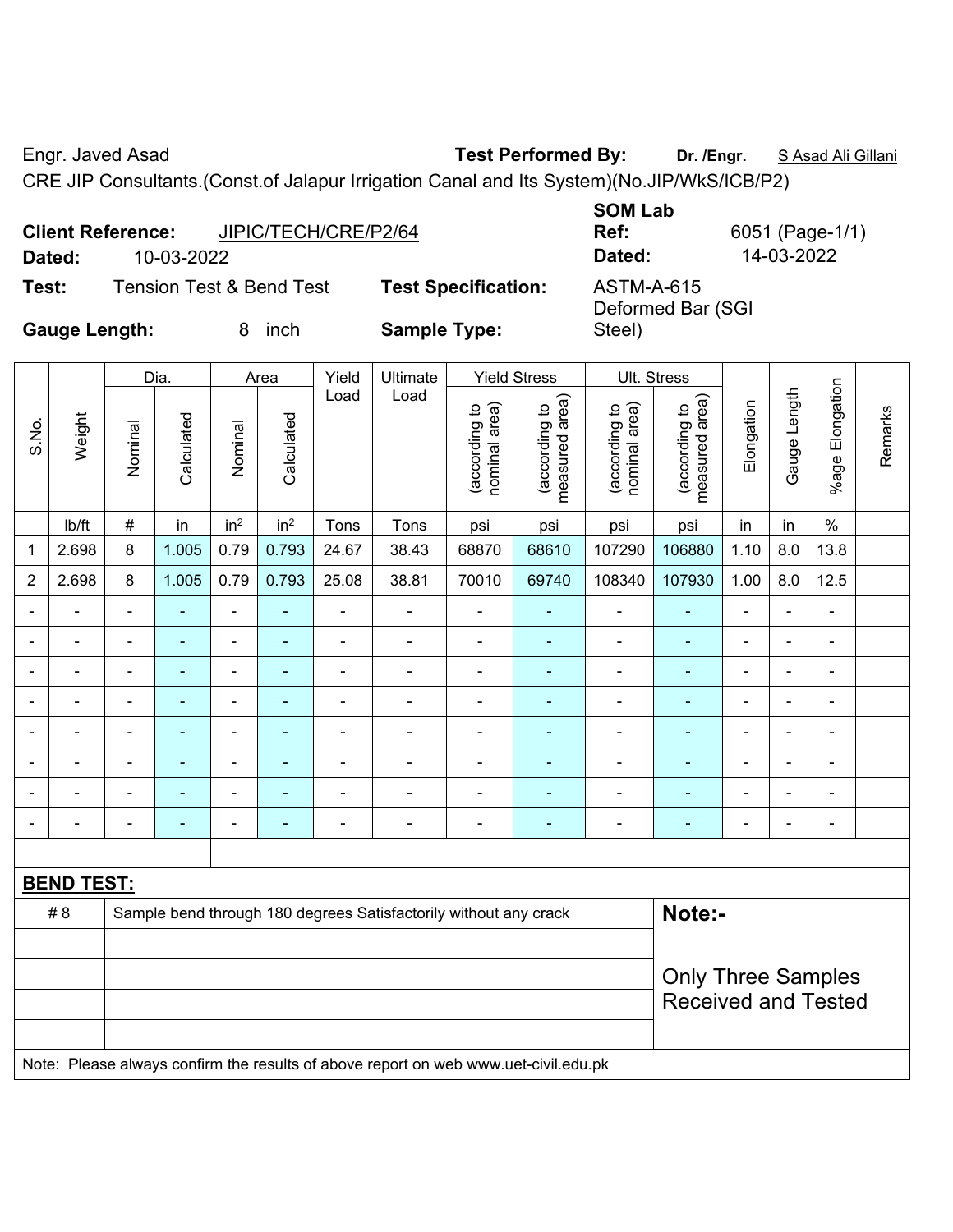Engr. Javed Asad **Test Performed By:** **Dr. /Engr.** S Asad Ali Gillani

CRE JIP Consultants.(Const.of Jalapur Irrigation Canal and Its System)(No.JIP/WkS/ICB/P2)

**Client Reference:** JIPIC/TECH/CRE/P2/64 **SOM Lab Ref:** 6051 (Page-1/1)

**Dated:** 10-03-2022 **Dated:** 14-03-2022

**Test:** Tension Test & Bend Test **Test Specification:** ASTM-A-615

**Gauge Length:** 8 inch **Sample Type:** Deformed Bar (SGI Steel)

| S.No. | Weight | Dia. | | Area | | Yield Load | Ultimate Load | Yield Stress | | Ult. Stress | | Elongation | Gauge Length | %age Elongation | Remarks |
|---|---|---|---|---|---|---|---|---|---|---|---|---|---|---|---|
| | | Nominal | Calculated | Nominal | Calculated | | | (according to nominal area) | (according to measured area) | (according to nominal area) | (according to measured area) | | | | |
| | lb/ft | # | in | in² | in² | Tons | Tons | psi | psi | psi | psi | in | in | % | |
| 1 | 2.698 | 8 | 1.005 | 0.79 | 0.793 | 24.67 | 38.43 | 68870 | 68610 | 107290 | 106880 | 1.10 | 8.0 | 13.8 | |
| 2 | 2.698 | 8 | 1.005 | 0.79 | 0.793 | 25.08 | 38.81 | 70010 | 69740 | 108340 | 107930 | 1.00 | 8.0 | 12.5 | |
| - | - | - | - | - | - | - | - | - | - | - | - | - | - | - | |
| - | - | - | - | - | - | - | - | - | - | - | - | - | - | - | |
| - | - | - | - | - | - | - | - | - | - | - | - | - | - | - | |
| - | - | - | - | - | - | - | - | - | - | - | - | - | - | - | |
| - | - | - | - | - | - | - | - | - | - | - | - | - | - | - | |
| - | - | - | - | - | - | - | - | - | - | - | - | - | - | - | |
| - | - | - | - | - | - | - | - | - | - | - | - | - | - | - | |
| - | - | - | - | - | - | - | - | - | - | - | - | - | - | - | |

**BEND TEST:**

| | |
|---|---|
| # 8 | Sample bend through 180 degrees Satisfactorily without any crack |

**Note:-**

Only Three Samples Received and Tested

Note: Please always confirm the results of above report on web www.uet-civil.edu.pk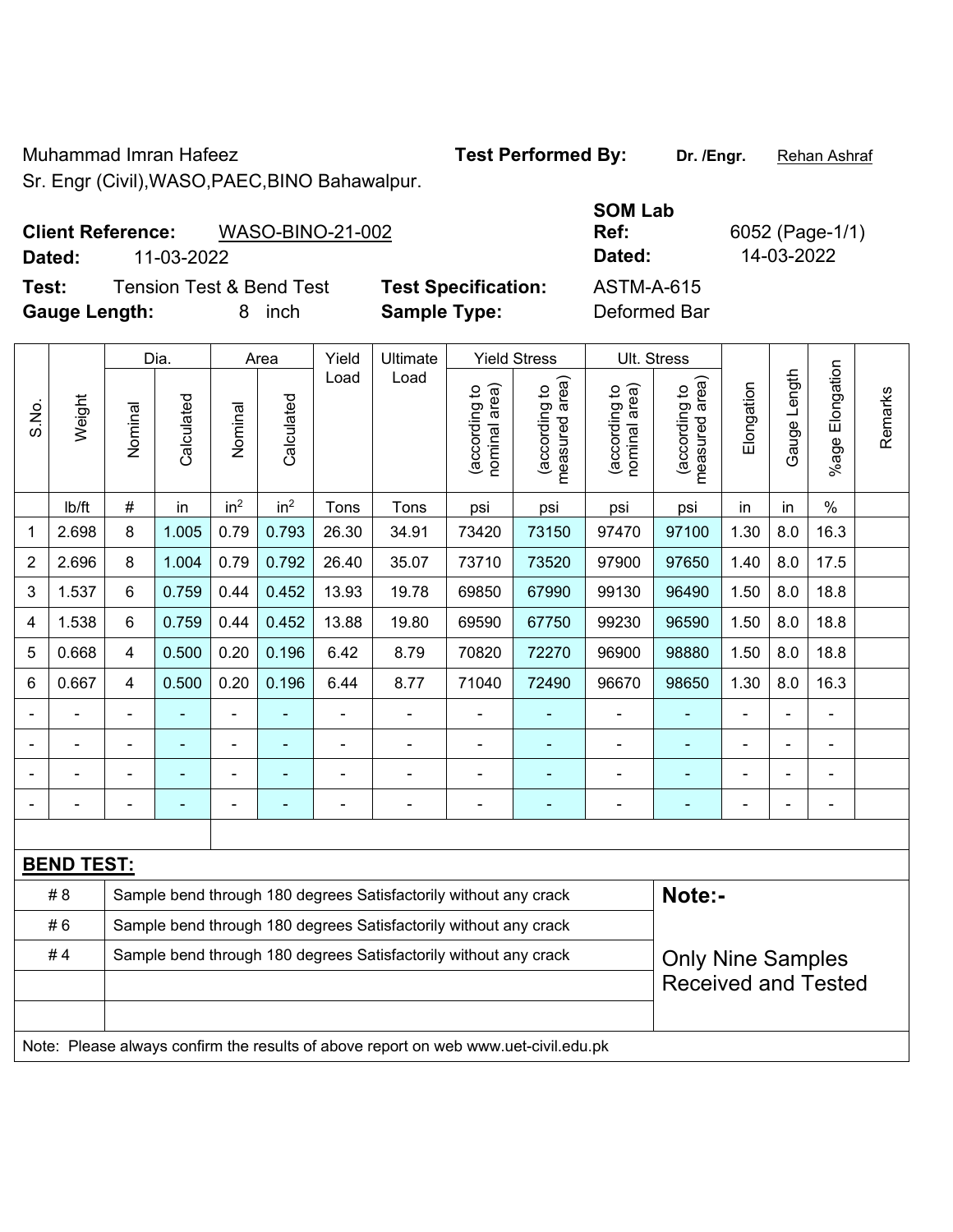Muhammad Imran Hafeez
Sr. Engr (Civil),WASO,PAEC,BINO Bahawalpur.

**Test Performed By:** **Dr. /Engr.** Rehan Ashraf

**Client Reference:** WASO-BINO-21-002
**Dated:** 11-03-2022

**SOM Lab Ref:** 6052 (Page-1/1)
**Dated:** 14-03-2022

**Test:** Tension Test & Bend Test
**Gauge Length:** 8 inch

**Test Specification:** ASTM-A-615
**Sample Type:** Deformed Bar

| S.No. | Weight | Dia. | | Area | | Yield Load | Ultimate Load | Yield Stress | | Ult. Stress | | Elongation | Gauge Length | %age Elongation | Remarks |
|---|---|---|---|---|---|---|---|---|---|---|---|---|---|---|---|
| | | Nominal | Calculated | Nominal | Calculated | | | (according to nominal area) | (according to measured area) | (according to nominal area) | (according to measured area) | | | | |
| | lb/ft | # | in | $in^2$ | $in^2$ | Tons | Tons | psi | psi | psi | psi | in | in | % | |
| 1 | 2.698 | 8 | 1.005 | 0.79 | 0.793 | 26.30 | 34.91 | 73420 | 73150 | 97470 | 97100 | 1.30 | 8.0 | 16.3 | |
| 2 | 2.696 | 8 | 1.004 | 0.79 | 0.792 | 26.40 | 35.07 | 73710 | 73520 | 97900 | 97650 | 1.40 | 8.0 | 17.5 | |
| 3 | 1.537 | 6 | 0.759 | 0.44 | 0.452 | 13.93 | 19.78 | 69850 | 67990 | 99130 | 96490 | 1.50 | 8.0 | 18.8 | |
| 4 | 1.538 | 6 | 0.759 | 0.44 | 0.452 | 13.88 | 19.80 | 69590 | 67750 | 99230 | 96590 | 1.50 | 8.0 | 18.8 | |
| 5 | 0.668 | 4 | 0.500 | 0.20 | 0.196 | 6.42 | 8.79 | 70820 | 72270 | 96900 | 98880 | 1.50 | 8.0 | 18.8 | |
| 6 | 0.667 | 4 | 0.500 | 0.20 | 0.196 | 6.44 | 8.77 | 71040 | 72490 | 96670 | 98650 | 1.30 | 8.0 | 16.3 | |
| - | - | - | - | - | - | - | - | - | - | - | - | - | - | - | |
| - | - | - | - | - | - | - | - | - | - | - | - | - | - | - | |
| - | - | - | - | - | - | - | - | - | - | - | - | - | - | - | |
| - | - | - | - | - | - | - | - | - | - | - | - | - | - | - | |

**BEND TEST:**

| | | |
|---|---|---|
| # 8 | Sample bend through 180 degrees Satisfactorily without any crack | **Note:-** |
| # 6 | Sample bend through 180 degrees Satisfactorily without any crack | |
| # 4 | Sample bend through 180 degrees Satisfactorily without any crack | Only Nine Samples Received and Tested |

Note: Please always confirm the results of above report on web www.uet-civil.edu.pk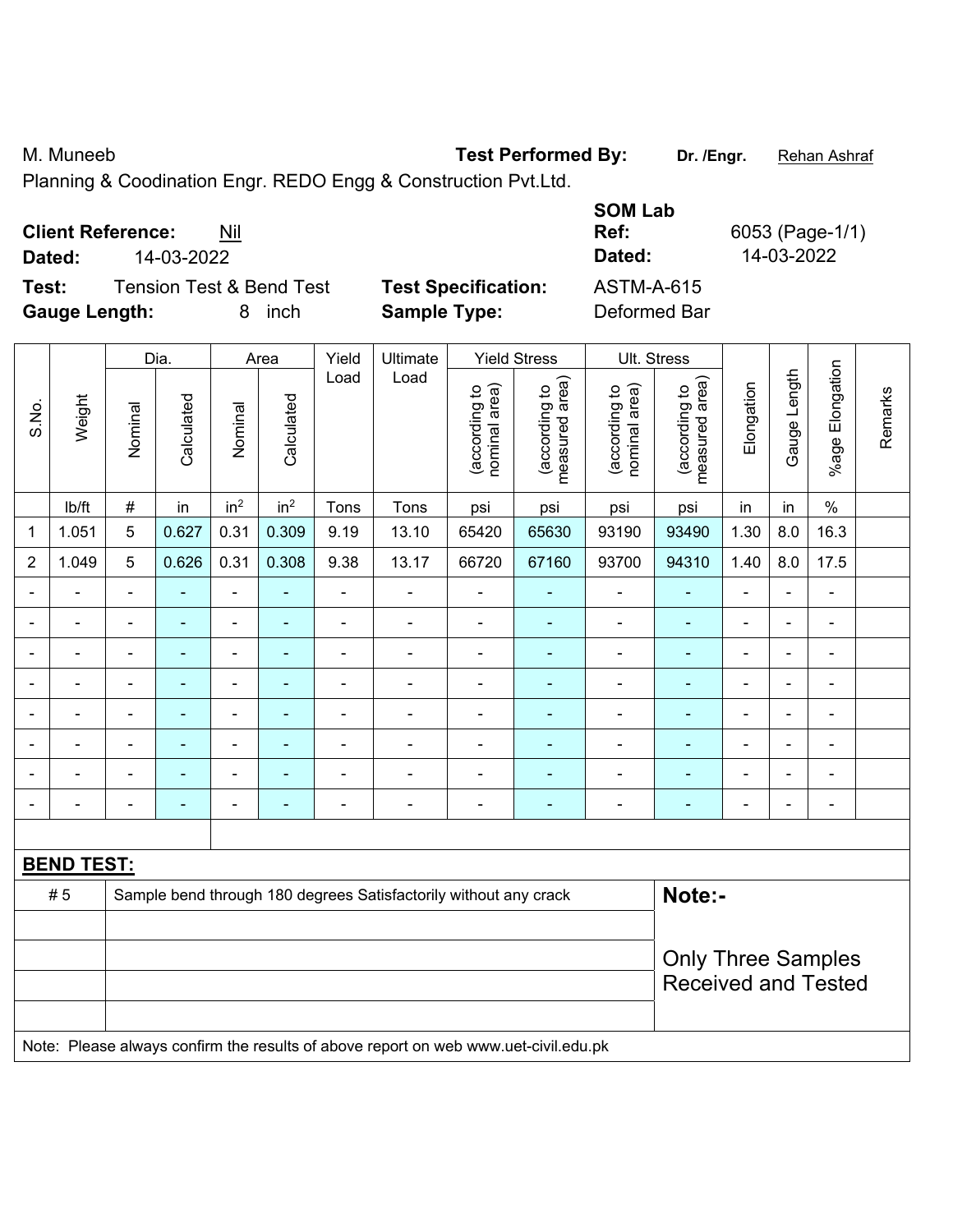M. Muneeb **Test Performed By:** **Dr. /Engr.** Rehan Ashraf

Planning & Coodination Engr. REDO Engg & Construction Pvt.Ltd.

**Client Reference:** Nil
**Dated:** 14-03-2022

**SOM Lab Ref:** 6053 (Page-1/1)
**Dated:** 14-03-2022

**Test:** Tension Test & Bend Test
**Gauge Length:** 8 inch

**Test Specification:** ASTM-A-615
**Sample Type:** Deformed Bar

| S.No. | Weight | Dia. | | Area | | Yield Load | Ultimate Load | Yield Stress | | Ult. Stress | | Elongation | Gauge Length | %age Elongation | Remarks |
|---|---|---|---|---|---|---|---|---|---|---|---|---|---|---|---|
| | | Nominal | Calculated | Nominal | Calculated | | | (according to nominal area) | (according to measured area) | (according to nominal area) | (according to measured area) | | | | |
| | lb/ft | # | in | $in^2$ | $in^2$ | Tons | Tons | psi | psi | psi | psi | in | in | % | |
| 1 | 1.051 | 5 | 0.627 | 0.31 | 0.309 | 9.19 | 13.10 | 65420 | 65630 | 93190 | 93490 | 1.30 | 8.0 | 16.3 | |
| 2 | 1.049 | 5 | 0.626 | 0.31 | 0.308 | 9.38 | 13.17 | 66720 | 67160 | 93700 | 94310 | 1.40 | 8.0 | 17.5 | |
| - | - | - | - | - | - | - | - | - | - | - | - | - | - | - | |
| - | - | - | - | - | - | - | - | - | - | - | - | - | - | - | |
| - | - | - | - | - | - | - | - | - | - | - | - | - | - | - | |
| - | - | - | - | - | - | - | - | - | - | - | - | - | - | - | |
| - | - | - | - | - | - | - | - | - | - | - | - | - | - | - | |
| - | - | - | - | - | - | - | - | - | - | - | - | - | - | - | |
| - | - | - | - | - | - | - | - | - | - | - | - | - | - | - | |
| - | - | - | - | - | - | - | - | - | - | - | - | - | - | - | |

**BEND TEST:**

| | | |
|---|---|---|
| # 5 | Sample bend through 180 degrees Satisfactorily without any crack | **Note:-** |
| | | Only Three Samples Received and Tested |

Note: Please always confirm the results of above report on web www.uet-civil.edu.pk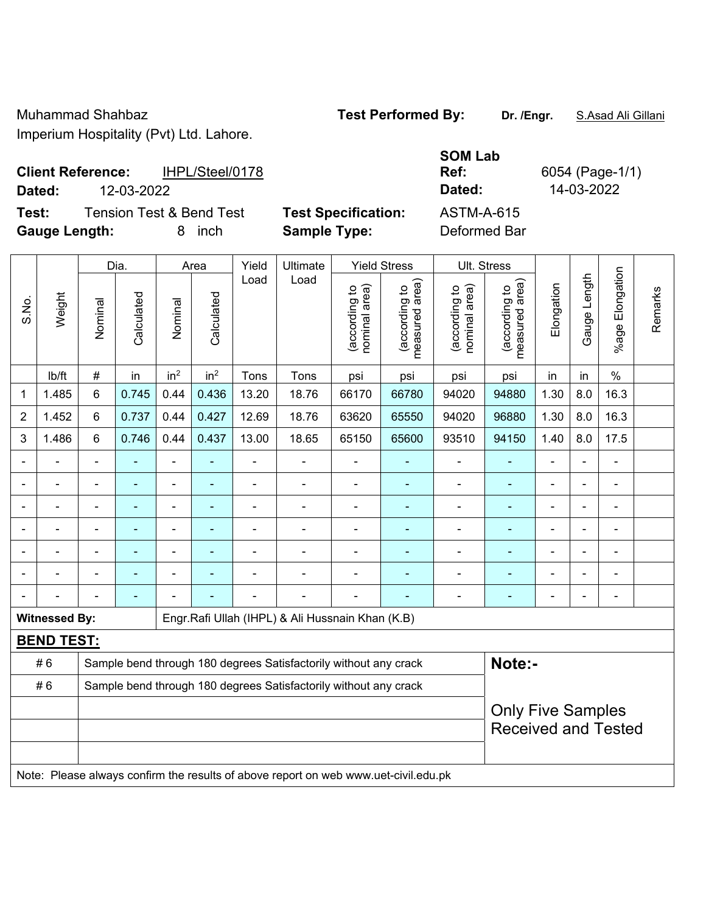Muhammad Shahbaz
Imperium Hospitality (Pvt) Ltd. Lahore.

**Test Performed By:** **Dr. /Engr.** S.Asad Ali Gillani

**Client Reference:** IHPL/Steel/0178
**Dated:** 12-03-2022

**SOM Lab Ref:** 6054 (Page-1/1)
**Dated:** 14-03-2022

**Test:** Tension Test & Bend Test
**Test Specification:** ASTM-A-615
**Gauge Length:** 8 inch
**Sample Type:** Deformed Bar

| S.No. | Weight | Dia. | | Area | | Yield Load | Ultimate Load | Yield Stress | | Ult. Stress | | Elongation | Gauge Length | %age Elongation | Remarks |
|---|---|---|---|---|---|---|---|---|---|---|---|---|---|---|---|
| | | Nominal | Calculated | Nominal | Calculated | | | (according to nominal area) | (according to measured area) | (according to nominal area) | (according to measured area) | | | | |
| | lb/ft | # | in | $in^2$ | $in^2$ | Tons | Tons | psi | psi | psi | psi | in | in | % | |
| 1 | 1.485 | 6 | 0.745 | 0.44 | 0.436 | 13.20 | 18.76 | 66170 | 66780 | 94020 | 94880 | 1.30 | 8.0 | 16.3 | |
| 2 | 1.452 | 6 | 0.737 | 0.44 | 0.427 | 12.69 | 18.76 | 63620 | 65550 | 94020 | 96880 | 1.30 | 8.0 | 16.3 | |
| 3 | 1.486 | 6 | 0.746 | 0.44 | 0.437 | 13.00 | 18.65 | 65150 | 65600 | 93510 | 94150 | 1.40 | 8.0 | 17.5 | |
| - | - | - | - | - | - | - | - | - | - | - | - | - | - | - | |
| - | - | - | - | - | - | - | - | - | - | - | - | - | - | - | |
| - | - | - | - | - | - | - | - | - | - | - | - | - | - | - | |
| - | - | - | - | - | - | - | - | - | - | - | - | - | - | - | |
| - | - | - | - | - | - | - | - | - | - | - | - | - | - | - | |
| - | - | - | - | - | - | - | - | - | - | - | - | - | - | - | |
| - | - | - | - | - | - | - | - | - | - | - | - | - | - | - | |

**Witnessed By:** Engr.Rafi Ullah (IHPL) & Ali Hussnain Khan (K.B)

**BEND TEST:**

| # 6 | Sample bend through 180 degrees Satisfactorily without any crack |
|---|---|
| # 6 | Sample bend through 180 degrees Satisfactorily without any crack |

**Note:-**

Only Five Samples Received and Tested

Note: Please always confirm the results of above report on web www.uet-civil.edu.pk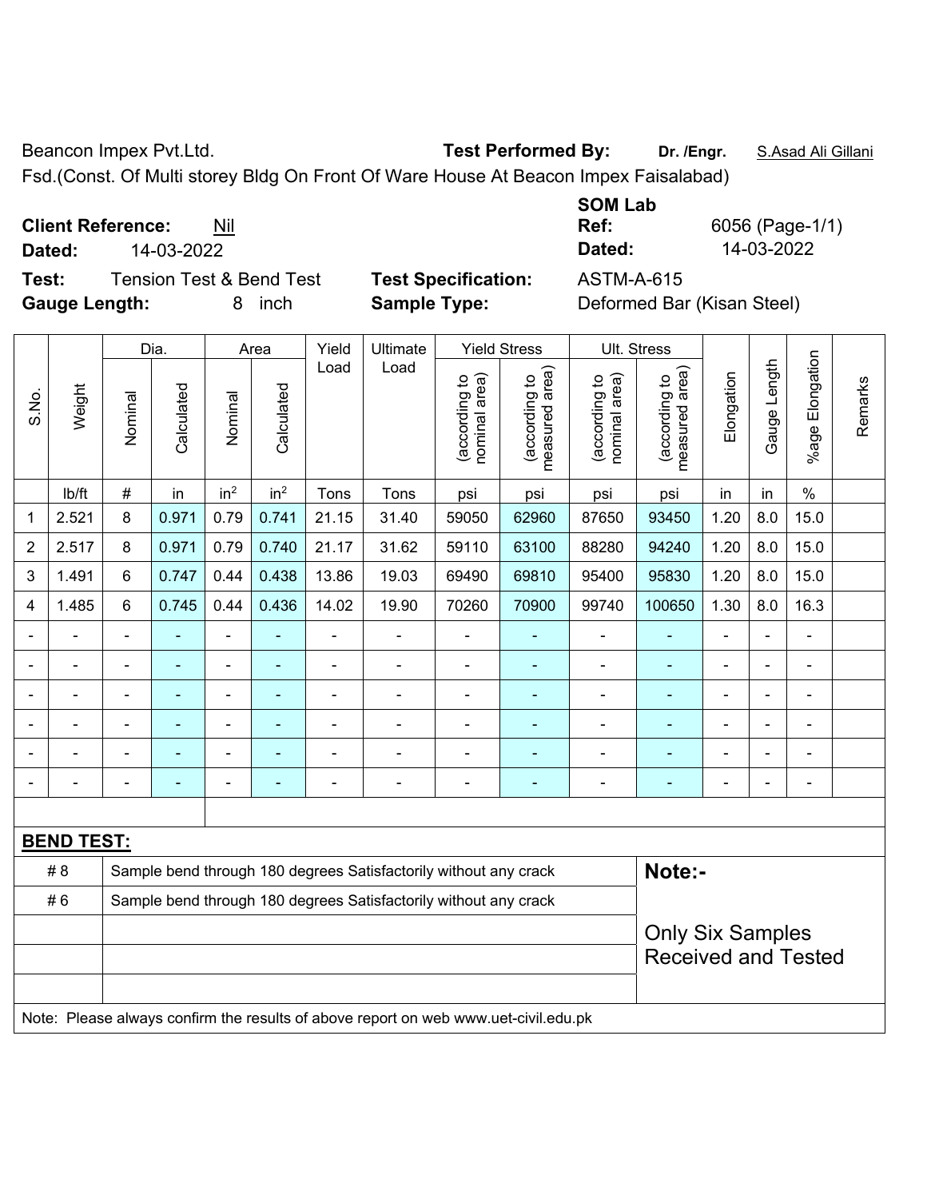Beancon Impex Pvt.Ltd.

**Test Performed By:** **Dr. /Engr.** S.Asad Ali Gillani

Fsd.(Const. Of Multi storey Bldg On Front Of Ware House At Beacon Impex Faisalabad)

**Client Reference:** Nil

**Dated:** 14-03-2022

**SOM Lab Ref:** 6056 (Page-1/1)

**Dated:** 14-03-2022

**Test:** Tension Test & Bend Test

**Test Specification:** ASTM-A-615

**Gauge Length:** 8 inch

**Sample Type:** Deformed Bar (Kisan Steel)

| S.No. | Weight | Dia. | | Area | | Yield Load | Ultimate Load | Yield Stress | | Ult. Stress | | Elongation | Gauge Length | %age Elongation | Remarks |
|---|---|---|---|---|---|---|---|---|---|---|---|---|---|---|---|
| | | Nominal | Calculated | Nominal | Calculated | | | (according to nominal area) | (according to measured area) | (according to nominal area) | (according to measured area) | | | | |
| | lb/ft | # | in | $in^2$ | $in^2$ | Tons | Tons | psi | psi | psi | psi | in | in | % | |
| 1 | 2.521 | 8 | 0.971 | 0.79 | 0.741 | 21.15 | 31.40 | 59050 | 62960 | 87650 | 93450 | 1.20 | 8.0 | 15.0 | |
| 2 | 2.517 | 8 | 0.971 | 0.79 | 0.740 | 21.17 | 31.62 | 59110 | 63100 | 88280 | 94240 | 1.20 | 8.0 | 15.0 | |
| 3 | 1.491 | 6 | 0.747 | 0.44 | 0.438 | 13.86 | 19.03 | 69490 | 69810 | 95400 | 95830 | 1.20 | 8.0 | 15.0 | |
| 4 | 1.485 | 6 | 0.745 | 0.44 | 0.436 | 14.02 | 19.90 | 70260 | 70900 | 99740 | 100650 | 1.30 | 8.0 | 16.3 | |
| - | - | - | - | - | - | - | - | - | - | - | - | - | - | - | |
| - | - | - | - | - | - | - | - | - | - | - | - | - | - | - | |
| - | - | - | - | - | - | - | - | - | - | - | - | - | - | - | |
| - | - | - | - | - | - | - | - | - | - | - | - | - | - | - | |
| - | - | - | - | - | - | - | - | - | - | - | - | - | - | - | |
| - | - | - | - | - | - | - | - | - | - | - | - | - | - | - | |

**BEND TEST:**

| | | |
|---|---|---|
| # 8 | Sample bend through 180 degrees Satisfactorily without any crack | **Note:-** |
| # 6 | Sample bend through 180 degrees Satisfactorily without any crack | Only Six Samples Received and Tested |

Note: Please always confirm the results of above report on web www.uet-civil.edu.pk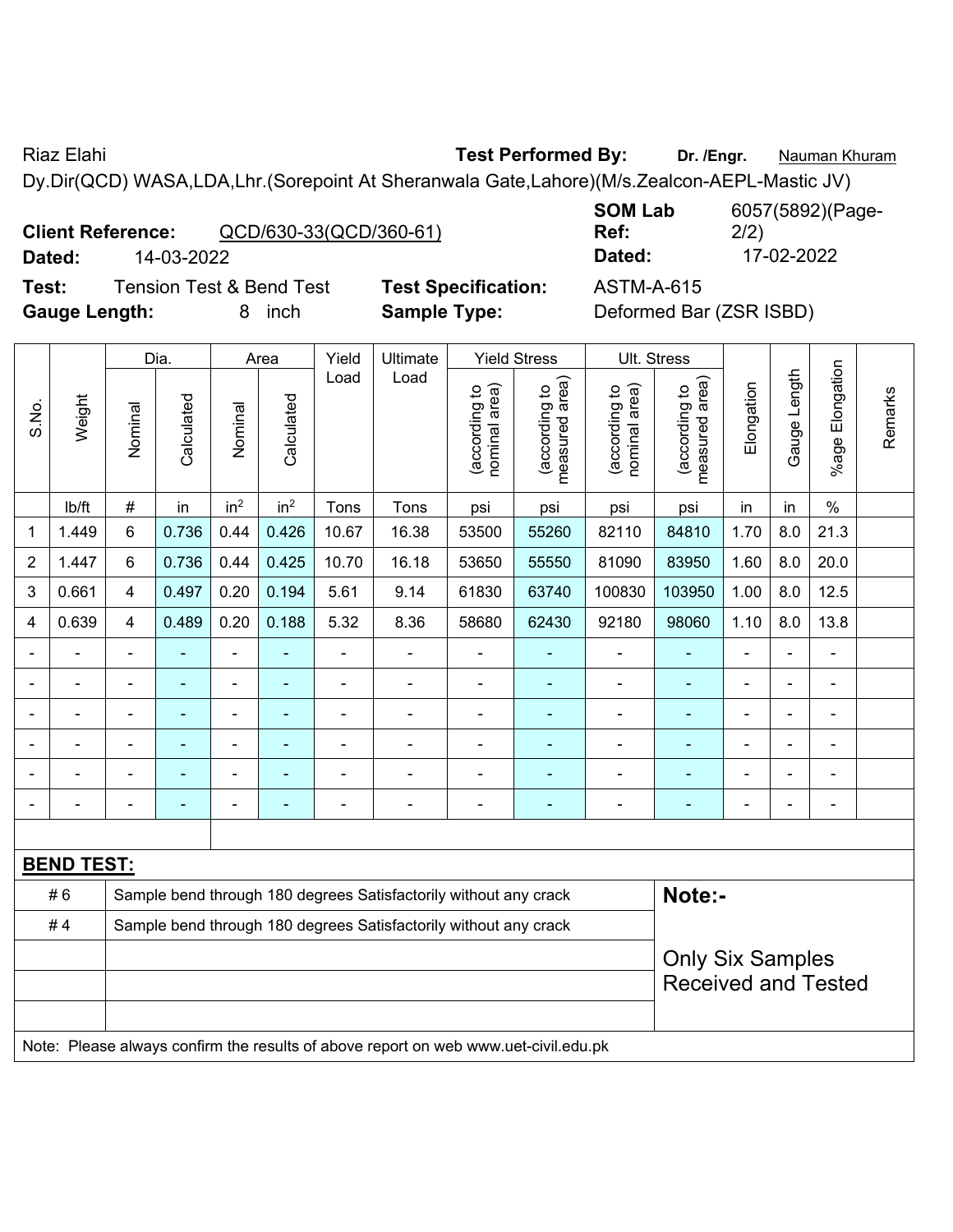Riaz Elahi **Test Performed By:** **Dr. /Engr.** Nauman Khuram

Dy.Dir(QCD) WASA,LDA,Lhr.(Sorepoint At Sheranwala Gate,Lahore)(M/s.Zealcon-AEPL-Mastic JV)

**Client Reference:** QCD/630-33(QCD/360-61) **SOM Lab Ref:** 6057(5892)(Page-2/2)

**Dated:** 14-03-2022 **Dated:** 17-02-2022

**Test:** Tension Test & Bend Test **Test Specification:** ASTM-A-615

**Gauge Length:** 8 inch **Sample Type:** Deformed Bar (ZSR ISBD)

| S.No. | Weight | Dia. | | Area | | Yield Load | Ultimate Load | Yield Stress | | Ult. Stress | | Elongation | Gauge Length | %age Elongation | Remarks |
|---|---|---|---|---|---|---|---|---|---|---|---|---|---|---|---|
| | | Nominal | Calculated | Nominal | Calculated | | | (according to nominal area) | (according to measured area) | (according to nominal area) | (according to measured area) | | | | |
| | lb/ft | # | in | $in^2$ | $in^2$ | Tons | Tons | psi | psi | psi | psi | in | in | % | |
| 1 | 1.449 | 6 | 0.736 | 0.44 | 0.426 | 10.67 | 16.38 | 53500 | 55260 | 82110 | 84810 | 1.70 | 8.0 | 21.3 | |
| 2 | 1.447 | 6 | 0.736 | 0.44 | 0.425 | 10.70 | 16.18 | 53650 | 55550 | 81090 | 83950 | 1.60 | 8.0 | 20.0 | |
| 3 | 0.661 | 4 | 0.497 | 0.20 | 0.194 | 5.61 | 9.14 | 61830 | 63740 | 100830 | 103950 | 1.00 | 8.0 | 12.5 | |
| 4 | 0.639 | 4 | 0.489 | 0.20 | 0.188 | 5.32 | 8.36 | 58680 | 62430 | 92180 | 98060 | 1.10 | 8.0 | 13.8 | |
| - | - | - | - | - | - | - | - | - | - | - | - | - | - | - | |
| - | - | - | - | - | - | - | - | - | - | - | - | - | - | - | |
| - | - | - | - | - | - | - | - | - | - | - | - | - | - | - | |
| - | - | - | - | - | - | - | - | - | - | - | - | - | - | - | |
| - | - | - | - | - | - | - | - | - | - | - | - | - | - | - | |
| - | - | - | - | - | - | - | - | - | - | - | - | - | - | - | |

**BEND TEST:**

| | | |
|---|---|---|
| # 6 | Sample bend through 180 degrees Satisfactorily without any crack | **Note:-** |
| # 4 | Sample bend through 180 degrees Satisfactorily without any crack | Only Six Samples Received and Tested |

Note: Please always confirm the results of above report on web www.uet-civil.edu.pk